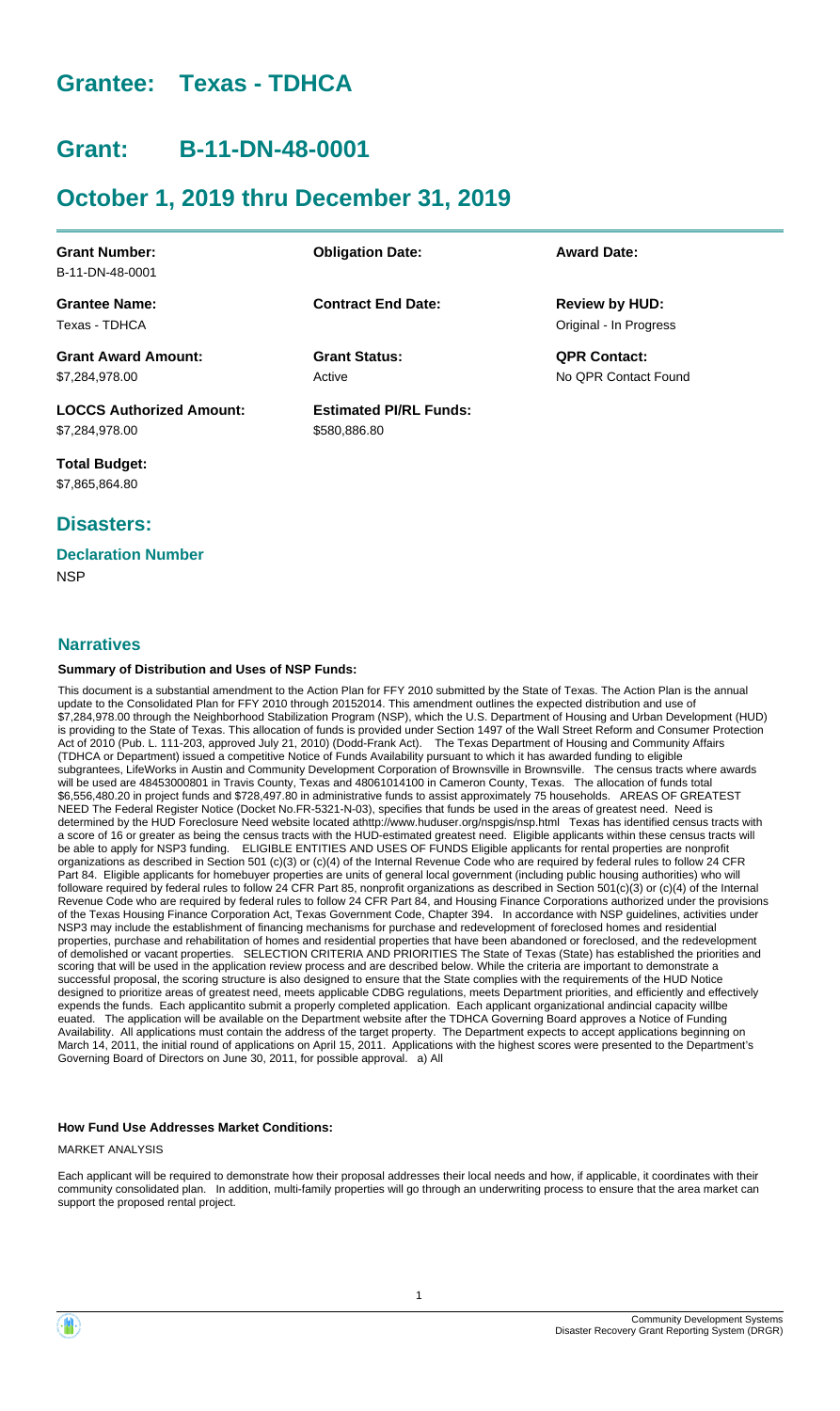# Grantee: Texas - TDHCA

# Grant: B-11-DN-48-0001

# October 1, 2019 thru December 31, 2019

| | | |
|---|---|---|
| **Grant Number:**<br>B-11-DN-48-0001 | **Obligation Date:** | **Award Date:** |
| **Grantee Name:**<br>Texas - TDHCA | **Contract End Date:** | **Review by HUD:**<br>Original - In Progress |
| **Grant Award Amount:**<br>$7,284,978.00 | **Grant Status:**<br>Active | **QPR Contact:**<br>No QPR Contact Found |
| **LOCCS Authorized Amount:**<br>$7,284,978.00 | **Estimated PI/RL Funds:**<br>$580,886.80 | |
| **Total Budget:**<br>$7,865,864.80 | | |

## Disasters:

### Declaration Number

NSP

## Narratives

#### Summary of Distribution and Uses of NSP Funds:

This document is a substantial amendment to the Action Plan for FFY 2010 submitted by the State of Texas. The Action Plan is the annual update to the Consolidated Plan for FFY 2010 through 20152014. This amendment outlines the expected distribution and use of $7,284,978.00 through the Neighborhood Stabilization Program (NSP), which the U.S. Department of Housing and Urban Development (HUD) is providing to the State of Texas. This allocation of funds is provided under Section 1497 of the Wall Street Reform and Consumer Protection Act of 2010 (Pub. L. 111-203, approved July 21, 2010) (Dodd-Frank Act). The Texas Department of Housing and Community Affairs (TDHCA or Department) issued a competitive Notice of Funds Availability pursuant to which it has awarded funding to eligible subgrantees, LifeWorks in Austin and Community Development Corporation of Brownsville in Brownsville. The census tracts where awards will be used are 48453000801 in Travis County, Texas and 48061014100 in Cameron County, Texas. The allocation of funds total $6,556,480.20 in project funds and $728,497.80 in administrative funds to assist approximately 75 households. AREAS OF GREATEST NEED The Federal Register Notice (Docket No.FR-5321-N-03), specifies that funds be used in the areas of greatest need. Need is determined by the HUD Foreclosure Need website located athttp://www.huduser.org/nspgis/nsp.html Texas has identified census tracts with a score of 16 or greater as being the census tracts with the HUD-estimated greatest need. Eligible applicants within these census tracts will be able to apply for NSP3 funding. ELIGIBLE ENTITIES AND USES OF FUNDS Eligible applicants for rental properties are nonprofit organizations as described in Section 501 (c)(3) or (c)(4) of the Internal Revenue Code who are required by federal rules to follow 24 CFR Part 84. Eligible applicants for homebuyer properties are units of general local government (including public housing authorities) who will followare required by federal rules to follow 24 CFR Part 85, nonprofit organizations as described in Section 501(c)(3) or (c)(4) of the Internal Revenue Code who are required by federal rules to follow 24 CFR Part 84, and Housing Finance Corporations authorized under the provisions of the Texas Housing Finance Corporation Act, Texas Government Code, Chapter 394. In accordance with NSP guidelines, activities under NSP3 may include the establishment of financing mechanisms for purchase and redevelopment of foreclosed homes and residential properties, purchase and rehabilitation of homes and residential properties that have been abandoned or foreclosed, and the redevelopment of demolished or vacant properties. SELECTION CRITERIA AND PRIORITIES The State of Texas (State) has established the priorities and scoring that will be used in the application review process and are described below. While the criteria are important to demonstrate a successful proposal, the scoring structure is also designed to ensure that the State complies with the requirements of the HUD Notice designed to prioritize areas of greatest need, meets applicable CDBG regulations, meets Department priorities, and efficiently and effectively expends the funds. Each applicantito submit a properly completed application. Each applicant organizational andincial capacity willbe euated. The application will be available on the Department website after the TDHCA Governing Board approves a Notice of Funding Availability. All applications must contain the address of the target property. The Department expects to accept applications beginning on March 14, 2011, the initial round of applications on April 15, 2011. Applications with the highest scores were presented to the Department's Governing Board of Directors on June 30, 2011, for possible approval. a) All

#### How Fund Use Addresses Market Conditions:

MARKET ANALYSIS

Each applicant will be required to demonstrate how their proposal addresses their local needs and how, if applicable, it coordinates with their community consolidated plan. In addition, multi-family properties will go through an underwriting process to ensure that the area market can support the proposed rental project.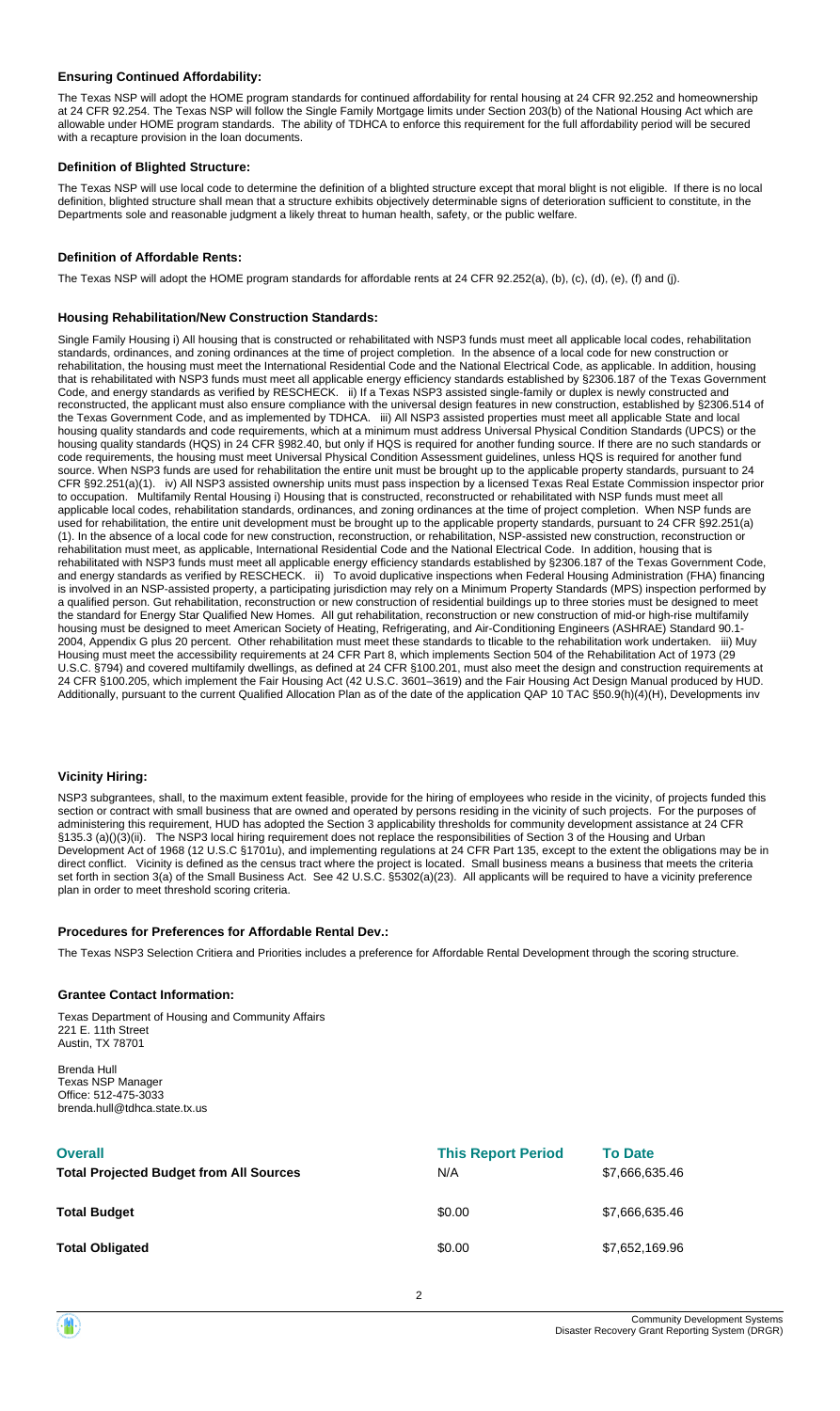### Ensuring Continued Affordability:

The Texas NSP will adopt the HOME program standards for continued affordability for rental housing at 24 CFR 92.252 and homeownership at 24 CFR 92.254. The Texas NSP will follow the Single Family Mortgage limits under Section 203(b) of the National Housing Act which are allowable under HOME program standards. The ability of TDHCA to enforce this requirement for the full affordability period will be secured with a recapture provision in the loan documents.

### Definition of Blighted Structure:

The Texas NSP will use local code to determine the definition of a blighted structure except that moral blight is not eligible. If there is no local definition, blighted structure shall mean that a structure exhibits objectively determinable signs of deterioration sufficient to constitute, in the Departments sole and reasonable judgment a likely threat to human health, safety, or the public welfare.

### Definition of Affordable Rents:

The Texas NSP will adopt the HOME program standards for affordable rents at 24 CFR 92.252(a), (b), (c), (d), (e), (f) and (j).

### Housing Rehabilitation/New Construction Standards:

Single Family Housing i) All housing that is constructed or rehabilitated with NSP3 funds must meet all applicable local codes, rehabilitation standards, ordinances, and zoning ordinances at the time of project completion. In the absence of a local code for new construction or rehabilitation, the housing must meet the International Residential Code and the National Electrical Code, as applicable. In addition, housing that is rehabilitated with NSP3 funds must meet all applicable energy efficiency standards established by §2306.187 of the Texas Government Code, and energy standards as verified by RESCHECK. ii) If a Texas NSP3 assisted single-family or duplex is newly constructed and reconstructed, the applicant must also ensure compliance with the universal design features in new construction, established by §2306.514 of the Texas Government Code, and as implemented by TDHCA. iii) All NSP3 assisted properties must meet all applicable State and local housing quality standards and code requirements, which at a minimum must address Universal Physical Condition Standards (UPCS) or the housing quality standards (HQS) in 24 CFR §982.40, but only if HQS is required for another funding source. If there are no such standards or code requirements, the housing must meet Universal Physical Condition Assessment guidelines, unless HQS is required for another fund source. When NSP3 funds are used for rehabilitation the entire unit must be brought up to the applicable property standards, pursuant to 24 CFR §92.251(a)(1). iv) All NSP3 assisted ownership units must pass inspection by a licensed Texas Real Estate Commission inspector prior to occupation. Multifamily Rental Housing i) Housing that is constructed, reconstructed or rehabilitated with NSP funds must meet all applicable local codes, rehabilitation standards, ordinances, and zoning ordinances at the time of project completion. When NSP funds are used for rehabilitation, the entire unit development must be brought up to the applicable property standards, pursuant to 24 CFR §92.251(a)(1). In the absence of a local code for new construction, reconstruction, or rehabilitation, NSP-assisted new construction, reconstruction or rehabilitation must meet, as applicable, International Residential Code and the National Electrical Code. In addition, housing that is rehabilitated with NSP3 funds must meet all applicable energy efficiency standards established by §2306.187 of the Texas Government Code, and energy standards as verified by RESCHECK. ii) To avoid duplicative inspections when Federal Housing Administration (FHA) financing is involved in an NSP-assisted property, a participating jurisdiction may rely on a Minimum Property Standards (MPS) inspection performed by a qualified person. Gut rehabilitation, reconstruction or new construction of residential buildings up to three stories must be designed to meet the standard for Energy Star Qualified New Homes. All gut rehabilitation, reconstruction or new construction of mid-or high-rise multifamily housing must be designed to meet American Society of Heating, Refrigerating, and Air-Conditioning Engineers (ASHRAE) Standard 90.1-2004, Appendix G plus 20 percent. Other rehabilitation must meet these standards to tlicable to the rehabilitation work undertaken. iii) Muy Housing must meet the accessibility requirements at 24 CFR Part 8, which implements Section 504 of the Rehabilitation Act of 1973 (29 U.S.C. §794) and covered multifamily dwellings, as defined at 24 CFR §100.201, must also meet the design and construction requirements at 24 CFR §100.205, which implement the Fair Housing Act (42 U.S.C. 3601–3619) and the Fair Housing Act Design Manual produced by HUD. Additionally, pursuant to the current Qualified Allocation Plan as of the date of the application QAP 10 TAC §50.9(h)(4)(H), Developments inv

### Vicinity Hiring:

NSP3 subgrantees, shall, to the maximum extent feasible, provide for the hiring of employees who reside in the vicinity, of projects funded this section or contract with small business that are owned and operated by persons residing in the vicinity of such projects. For the purposes of administering this requirement, HUD has adopted the Section 3 applicability thresholds for community development assistance at 24 CFR §135.3 (a)()(3)(ii). The NSP3 local hiring requirement does not replace the responsibilities of Section 3 of the Housing and Urban Development Act of 1968 (12 U.S.C §1701u), and implementing regulations at 24 CFR Part 135, except to the extent the obligations may be in direct conflict. Vicinity is defined as the census tract where the project is located. Small business means a business that meets the criteria set forth in section 3(a) of the Small Business Act. See 42 U.S.C. §5302(a)(23). All applicants will be required to have a vicinity preference plan in order to meet threshold scoring criteria.

### Procedures for Preferences for Affordable Rental Dev.:

The Texas NSP3 Selection Critiera and Priorities includes a preference for Affordable Rental Development through the scoring structure.

### Grantee Contact Information:

Texas Department of Housing and Community Affairs
221 E. 11th Street
Austin, TX 78701

Brenda Hull
Texas NSP Manager
Office: 512-475-3033
brenda.hull@tdhca.state.tx.us

| Overall | This Report Period | To Date |
|---|---|---|
| **Total Projected Budget from All Sources** | N/A | $7,666,635.46 |
| **Total Budget** | $0.00 | $7,666,635.46 |
| **Total Obligated** | $0.00 | $7,652,169.96 |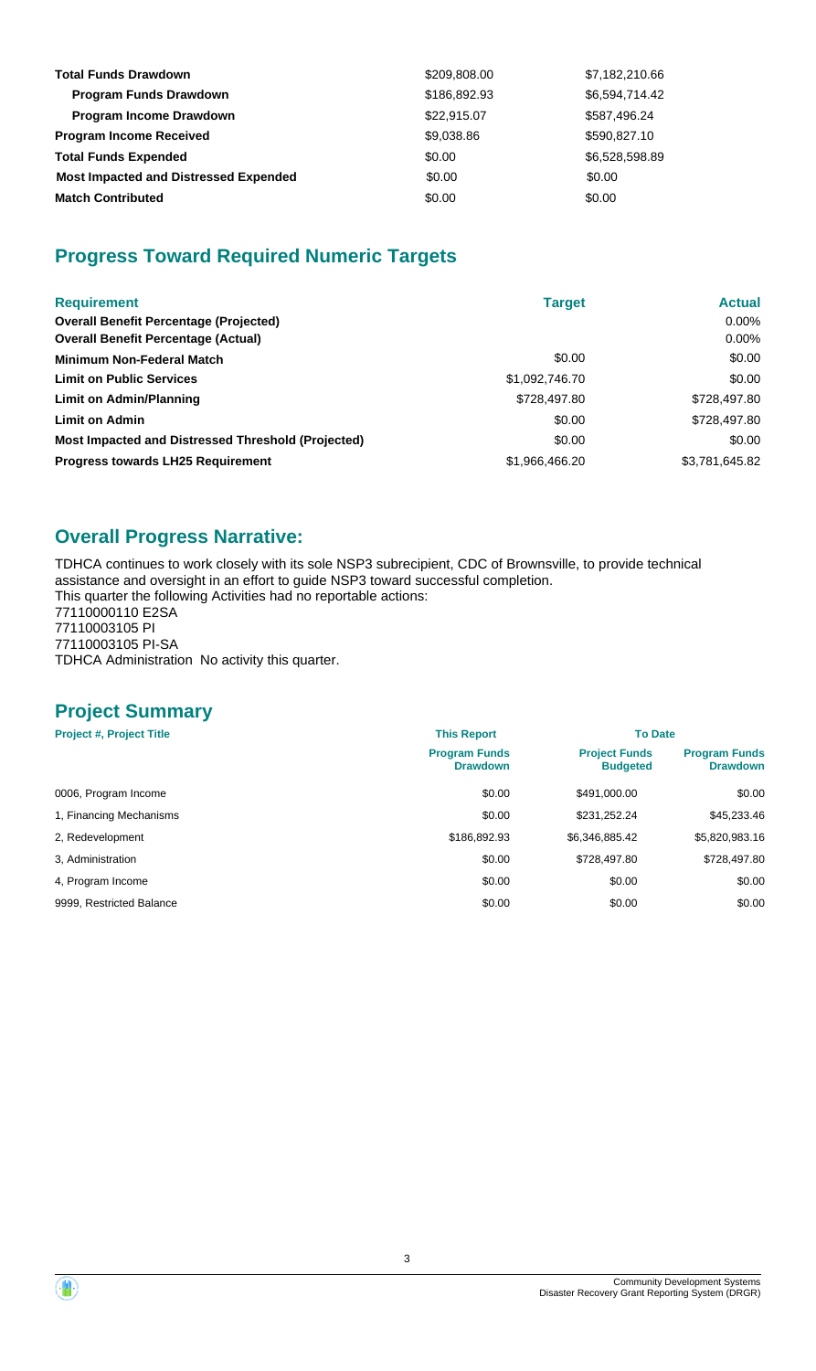| | | |
|---|---|---|
| **Total Funds Drawdown** | $209,808.00 | $7,182,210.66 |
| **Program Funds Drawdown** | $186,892.93 | $6,594,714.42 |
| **Program Income Drawdown** | $22,915.07 | $587,496.24 |
| **Program Income Received** | $9,038.86 | $590,827.10 |
| **Total Funds Expended** | $0.00 | $6,528,598.89 |
| **Most Impacted and Distressed Expended** | $0.00 | $0.00 |
| **Match Contributed** | $0.00 | $0.00 |

## Progress Toward Required Numeric Targets

| Requirement | Target | Actual |
|---|---|---|
| **Overall Benefit Percentage (Projected)** | | 0.00% |
| **Overall Benefit Percentage (Actual)** | | 0.00% |
| **Minimum Non-Federal Match** | $0.00 | $0.00 |
| **Limit on Public Services** | $1,092,746.70 | $0.00 |
| **Limit on Admin/Planning** | $728,497.80 | $728,497.80 |
| **Limit on Admin** | $0.00 | $728,497.80 |
| **Most Impacted and Distressed Threshold (Projected)** | $0.00 | $0.00 |
| **Progress towards LH25 Requirement** | $1,966,466.20 | $3,781,645.82 |

## Overall Progress Narrative:

TDHCA continues to work closely with its sole NSP3 subrecipient, CDC of Brownsville, to provide technical assistance and oversight in an effort to guide NSP3 toward successful completion.
This quarter the following Activities had no reportable actions:
77110000110 E2SA
77110003105 PI
77110003105 PI-SA
TDHCA Administration No activity this quarter.

## Project Summary

| Project #, Project Title | This Report | To Date | |
|---|---|---|---|
| | Program Funds Drawdown | Project Funds Budgeted | Program Funds Drawdown |
| 0006, Program Income | $0.00 | $491,000.00 | $0.00 |
| 1, Financing Mechanisms | $0.00 | $231,252.24 | $45,233.46 |
| 2, Redevelopment | $186,892.93 | $6,346,885.42 | $5,820,983.16 |
| 3, Administration | $0.00 | $728,497.80 | $728,497.80 |
| 4, Program Income | $0.00 | $0.00 | $0.00 |
| 9999, Restricted Balance | $0.00 | $0.00 | $0.00 |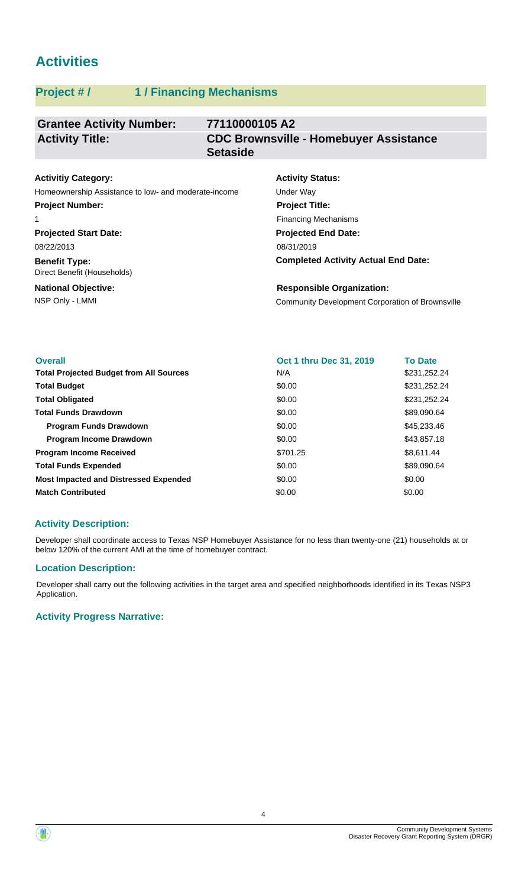# Activities

## Project # / 1 / Financing Mechanisms

| **Grantee Activity Number:** | **77110000105 A2** |
|---|---|
| **Activity Title:** | **CDC Brownsville - Homebuyer Assistance Setaside** |

**Activitiy Category:**
Homeownership Assistance to low- and moderate-income

**Activity Status:**
Under Way

**Project Number:**
1

**Project Title:**
Financing Mechanisms

**Projected Start Date:**
08/22/2013

**Projected End Date:**
08/31/2019

**Benefit Type:**
Direct Benefit (Households)

**Completed Activity Actual End Date:**

**National Objective:**
NSP Only - LMMI

**Responsible Organization:**
Community Development Corporation of Brownsville

| Overall | Oct 1 thru Dec 31, 2019 | To Date |
|---|---|---|
| **Total Projected Budget from All Sources** | N/A | $231,252.24 |
| **Total Budget** | $0.00 | $231,252.24 |
| **Total Obligated** | $0.00 | $231,252.24 |
| **Total Funds Drawdown** | $0.00 | $89,090.64 |
| **Program Funds Drawdown** | $0.00 | $45,233.46 |
| **Program Income Drawdown** | $0.00 | $43,857.18 |
| **Program Income Received** | $701.25 | $8,611.44 |
| **Total Funds Expended** | $0.00 | $89,090.64 |
| **Most Impacted and Distressed Expended** | $0.00 | $0.00 |
| **Match Contributed** | $0.00 | $0.00 |

### Activity Description:

Developer shall coordinate access to Texas NSP Homebuyer Assistance for no less than twenty-one (21) households at or below 120% of the current AMI at the time of homebuyer contract.

### Location Description:

Developer shall carry out the following activities in the target area and specified neighborhoods identified in its Texas NSP3 Application.

### Activity Progress Narrative: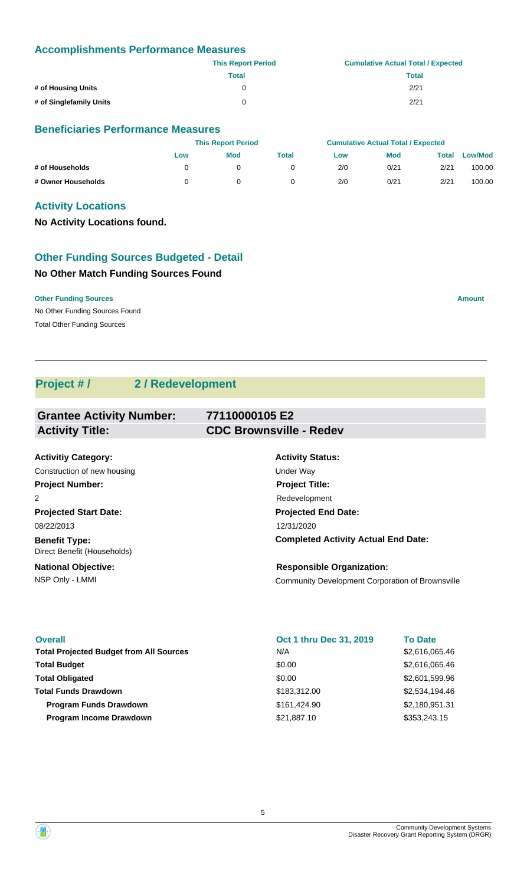### Accomplishments Performance Measures

| | This Report Period | Cumulative Actual Total / Expected |
|---|---|---|
| | Total | Total |
| # of Housing Units | 0 | 2/21 |
| # of Singlefamily Units | 0 | 2/21 |

### Beneficiaries Performance Measures

| | This Report Period | | | Cumulative Actual Total / Expected | | | |
|---|---|---|---|---|---|---|---|
| | Low | Mod | Total | Low | Mod | Total | Low/Mod |
| # of Households | 0 | 0 | 0 | 2/0 | 0/21 | 2/21 | 100.00 |
| # Owner Households | 0 | 0 | 0 | 2/0 | 0/21 | 2/21 | 100.00 |

### Activity Locations

**No Activity Locations found.**

### Other Funding Sources Budgeted - Detail

**No Other Match Funding Sources Found**

| Other Funding Sources | Amount |
|---|---|
| No Other Funding Sources Found | |
| Total Other Funding Sources | |

---

## Project # / 2 / Redevelopment

| | |
|---|---|
| **Grantee Activity Number:** | **77110000105 E2** |
| **Activity Title:** | **CDC Brownsville - Redev** |

**Activitiy Category:**
Construction of new housing

**Activity Status:**
Under Way

**Project Number:**
2

**Project Title:**
Redevelopment

**Projected Start Date:**
08/22/2013

**Projected End Date:**
12/31/2020

**Benefit Type:**
Direct Benefit (Households)

**Completed Activity Actual End Date:**

**National Objective:**
NSP Only - LMMI

**Responsible Organization:**
Community Development Corporation of Brownsville

| Overall | Oct 1 thru Dec 31, 2019 | To Date |
|---|---|---|
| Total Projected Budget from All Sources | N/A | $2,616,065.46 |
| Total Budget | $0.00 | $2,616,065.46 |
| Total Obligated | $0.00 | $2,601,599.96 |
| Total Funds Drawdown | $183,312.00 | $2,534,194.46 |
| Program Funds Drawdown | $161,424.90 | $2,180,951.31 |
| Program Income Drawdown | $21,887.10 | $353,243.15 |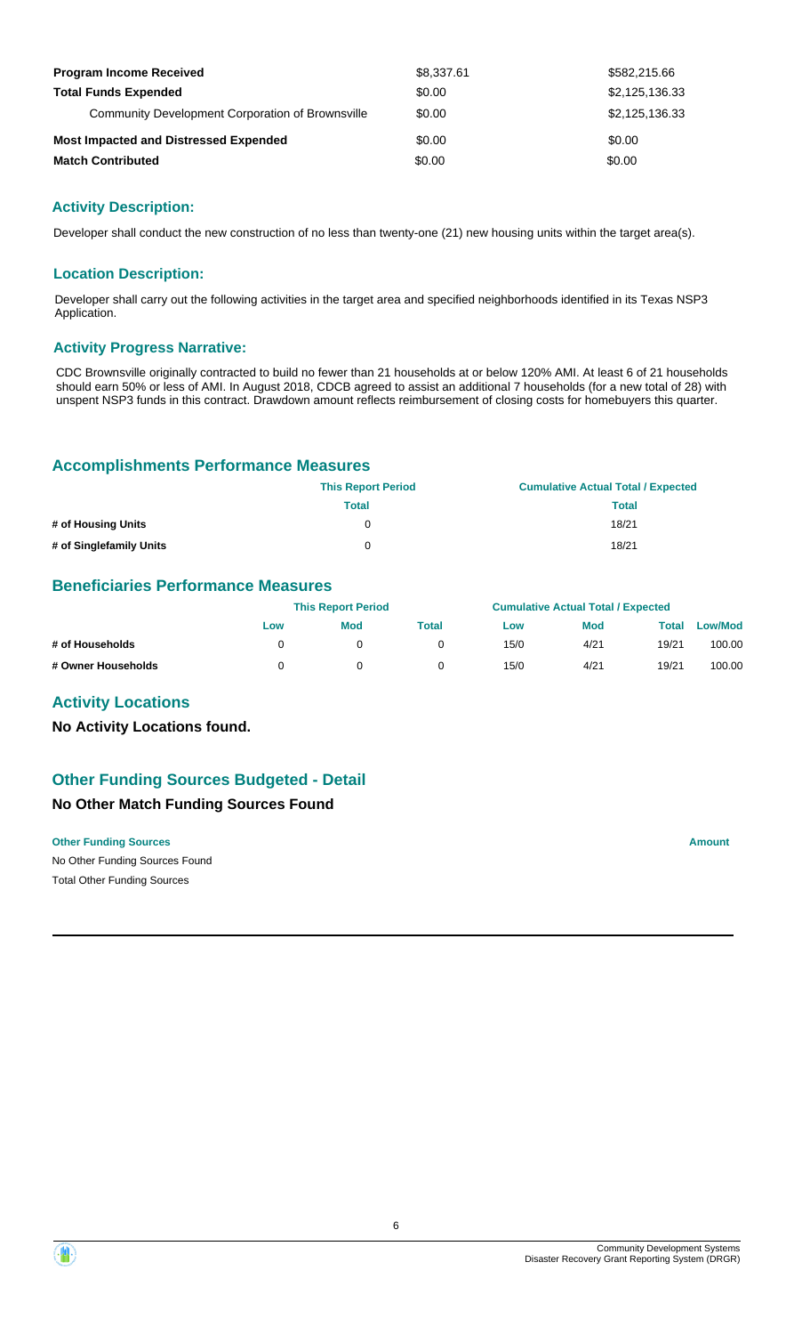| | | |
|---|---|---|
| **Program Income Received** | $8,337.61 | $582,215.66 |
| **Total Funds Expended** | $0.00 | $2,125,136.33 |
| Community Development Corporation of Brownsville | $0.00 | $2,125,136.33 |
| **Most Impacted and Distressed Expended** | $0.00 | $0.00 |
| **Match Contributed** | $0.00 | $0.00 |

## Activity Description:

Developer shall conduct the new construction of no less than twenty-one (21) new housing units within the target area(s).

## Location Description:

Developer shall carry out the following activities in the target area and specified neighborhoods identified in its Texas NSP3 Application.

## Activity Progress Narrative:

CDC Brownsville originally contracted to build no fewer than 21 households at or below 120% AMI. At least 6 of 21 households should earn 50% or less of AMI. In August 2018, CDCB agreed to assist an additional 7 households (for a new total of 28) with unspent NSP3 funds in this contract. Drawdown amount reflects reimbursement of closing costs for homebuyers this quarter.

## Accomplishments Performance Measures

| | This Report Period | Cumulative Actual Total / Expected |
|---|---|---|
| | Total | Total |
| # of Housing Units | 0 | 18/21 |
| # of Singlefamily Units | 0 | 18/21 |

## Beneficiaries Performance Measures

| | This Report Period | | | Cumulative Actual Total / Expected | | | |
|---|---|---|---|---|---|---|---|
| | Low | Mod | Total | Low | Mod | Total | Low/Mod |
| # of Households | 0 | 0 | 0 | 15/0 | 4/21 | 19/21 | 100.00 |
| # Owner Households | 0 | 0 | 0 | 15/0 | 4/21 | 19/21 | 100.00 |

## Activity Locations

**No Activity Locations found.**

## Other Funding Sources Budgeted - Detail

### No Other Match Funding Sources Found

| Other Funding Sources | Amount |
|---|---|
| No Other Funding Sources Found | |
| Total Other Funding Sources | |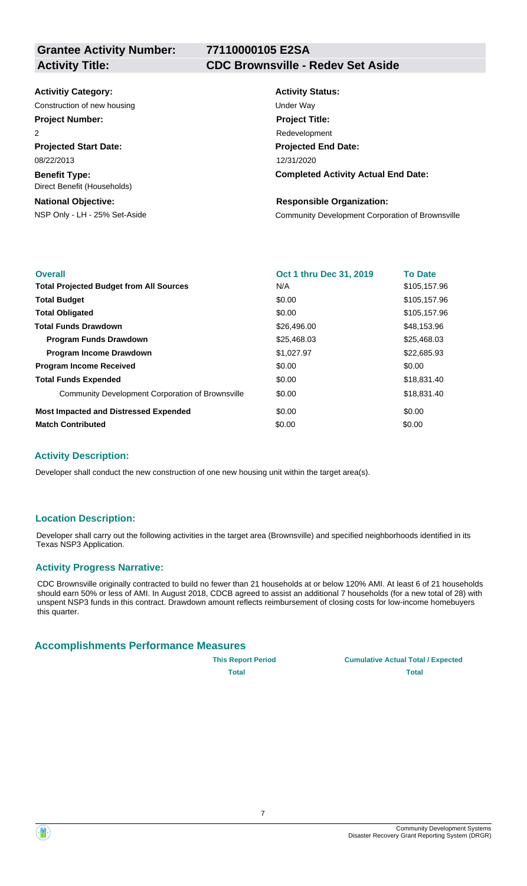**Grantee Activity Number:** 77110000105 E2SA

**Activity Title:** CDC Brownsville - Redev Set Aside

**Activitiy Category:**
Construction of new housing

**Activity Status:**
Under Way

**Project Number:**
2

**Project Title:**
Redevelopment

**Projected Start Date:**
08/22/2013

**Projected End Date:**
12/31/2020

**Benefit Type:**
Direct Benefit (Households)

**Completed Activity Actual End Date:**

**National Objective:**
NSP Only - LH - 25% Set-Aside

**Responsible Organization:**
Community Development Corporation of Brownsville

| Overall | Oct 1 thru Dec 31, 2019 | To Date |
|---|---|---|
| **Total Projected Budget from All Sources** | N/A | $105,157.96 |
| **Total Budget** | $0.00 | $105,157.96 |
| **Total Obligated** | $0.00 | $105,157.96 |
| **Total Funds Drawdown** | $26,496.00 | $48,153.96 |
| **Program Funds Drawdown** | $25,468.03 | $25,468.03 |
| **Program Income Drawdown** | $1,027.97 | $22,685.93 |
| **Program Income Received** | $0.00 | $0.00 |
| **Total Funds Expended** | $0.00 | $18,831.40 |
| Community Development Corporation of Brownsville | $0.00 | $18,831.40 |
| **Most Impacted and Distressed Expended** | $0.00 | $0.00 |
| **Match Contributed** | $0.00 | $0.00 |

### Activity Description:

Developer shall conduct the new construction of one new housing unit within the target area(s).

### Location Description:

Developer shall carry out the following activities in the target area (Brownsville) and specified neighborhoods identified in its Texas NSP3 Application.

### Activity Progress Narrative:

CDC Brownsville originally contracted to build no fewer than 21 households at or below 120% AMI. At least 6 of 21 households should earn 50% or less of AMI. In August 2018, CDCB agreed to assist an additional 7 households (for a new total of 28) with unspent NSP3 funds in this contract. Drawdown amount reflects reimbursement of closing costs for low-income homebuyers this quarter.

## Accomplishments Performance Measures

| | This Report Period | Cumulative Actual Total / Expected |
|---|---|---|
| | Total | Total |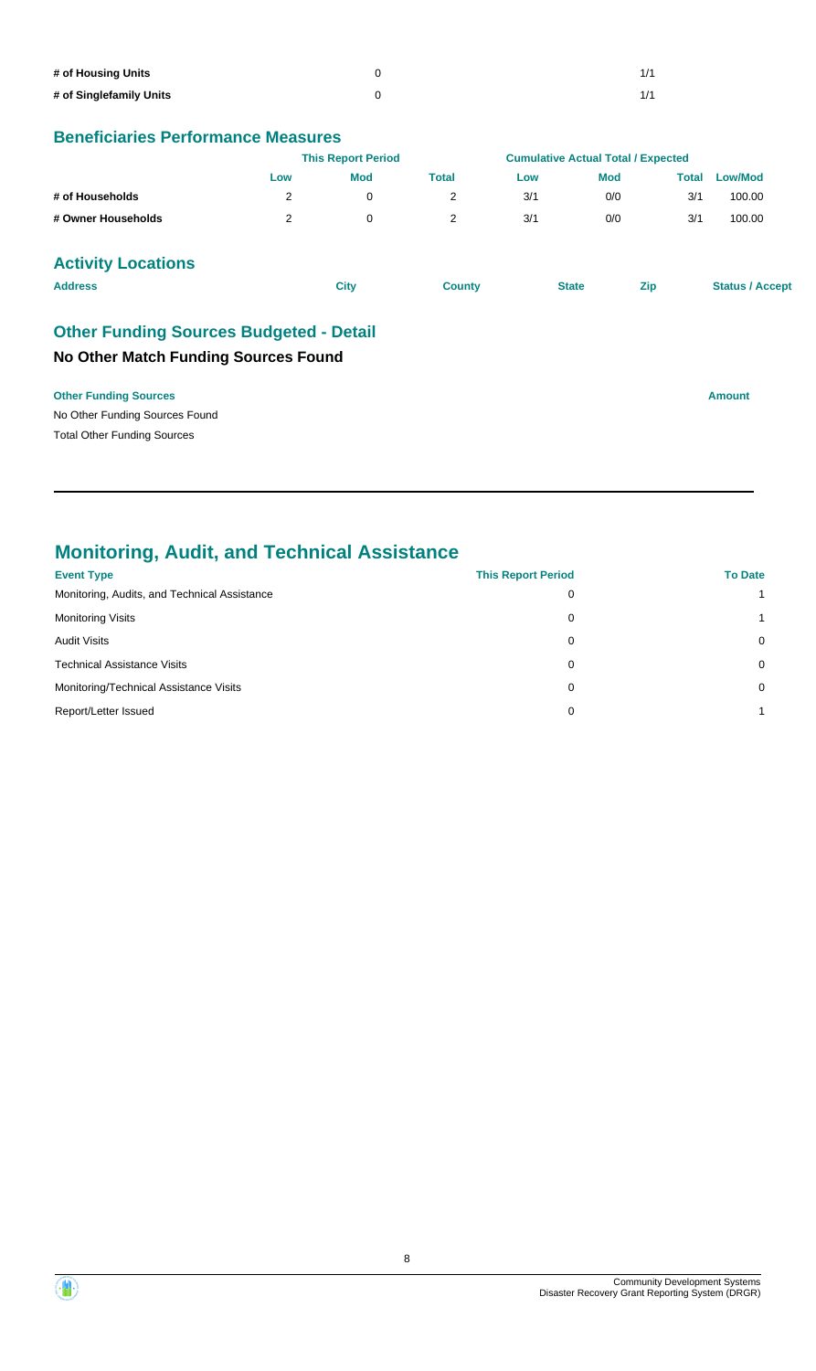| | | |
|---|---|---|
| **# of Housing Units** | 0 | 1/1 |
| **# of Singlefamily Units** | 0 | 1/1 |

## Beneficiaries Performance Measures

| | This Report Period | | | Cumulative Actual Total / Expected | | | |
|---|---|---|---|---|---|---|---|
| | **Low** | **Mod** | **Total** | **Low** | **Mod** | **Total** | **Low/Mod** |
| **# of Households** | 2 | 0 | 2 | 3/1 | 0/0 | 3/1 | 100.00 |
| **# Owner Households** | 2 | 0 | 2 | 3/1 | 0/0 | 3/1 | 100.00 |

## Activity Locations

| Address | City | County | State | Zip | Status / Accept |
|---|---|---|---|---|---|

## Other Funding Sources Budgeted - Detail

### No Other Match Funding Sources Found

| Other Funding Sources | Amount |
|---|---|
| No Other Funding Sources Found | |
| Total Other Funding Sources | |

---

# Monitoring, Audit, and Technical Assistance

| Event Type | This Report Period | To Date |
|---|---|---|
| Monitoring, Audits, and Technical Assistance | 0 | 1 |
| Monitoring Visits | 0 | 1 |
| Audit Visits | 0 | 0 |
| Technical Assistance Visits | 0 | 0 |
| Monitoring/Technical Assistance Visits | 0 | 0 |
| Report/Letter Issued | 0 | 1 |